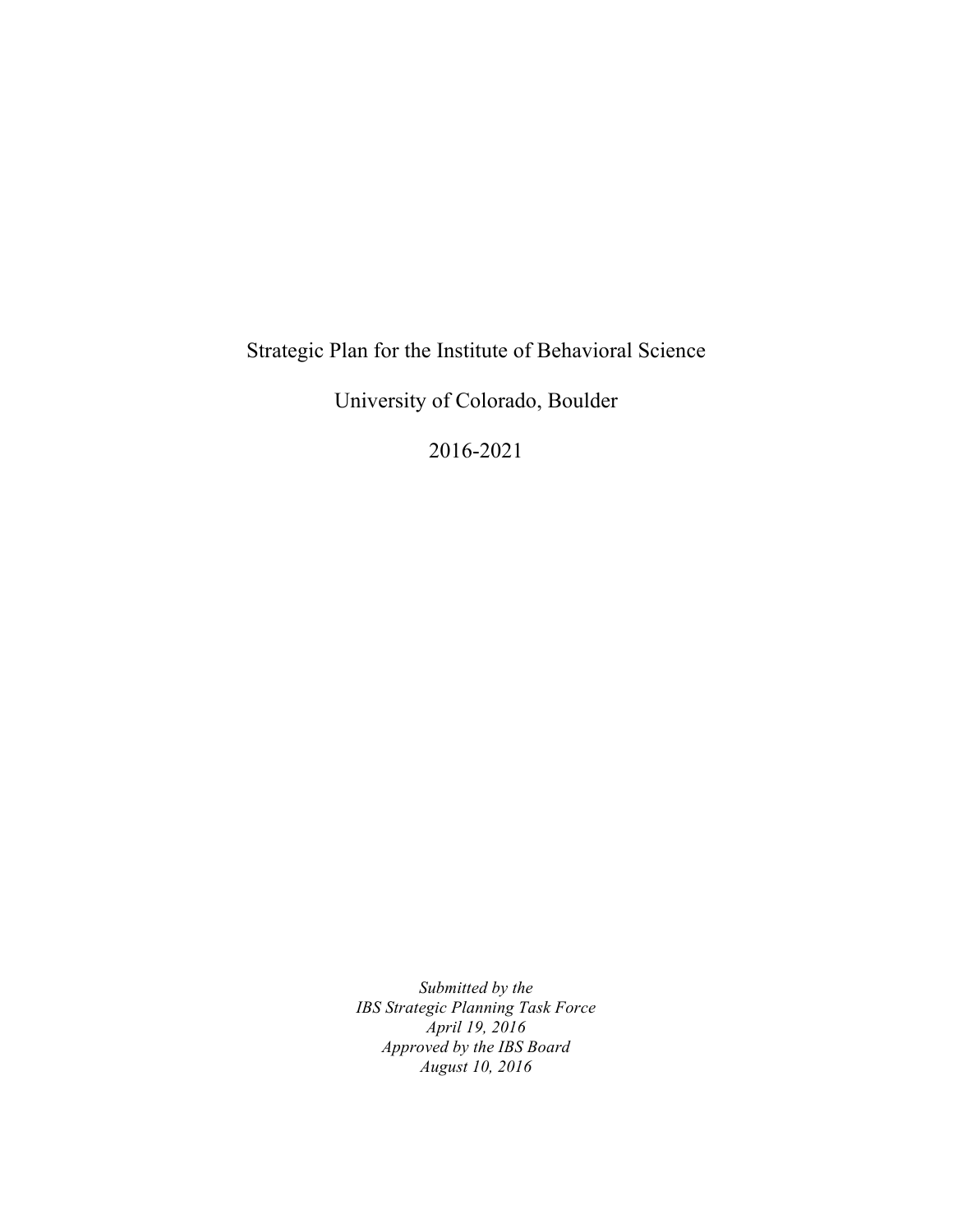# Strategic Plan for the Institute of Behavioral Science

# University of Colorado, Boulder

# 2016-2021

*Submitted by the*
*IBS Strategic Planning Task Force*
*April 19, 2016*
*Approved by the IBS Board*
*August 10, 2016*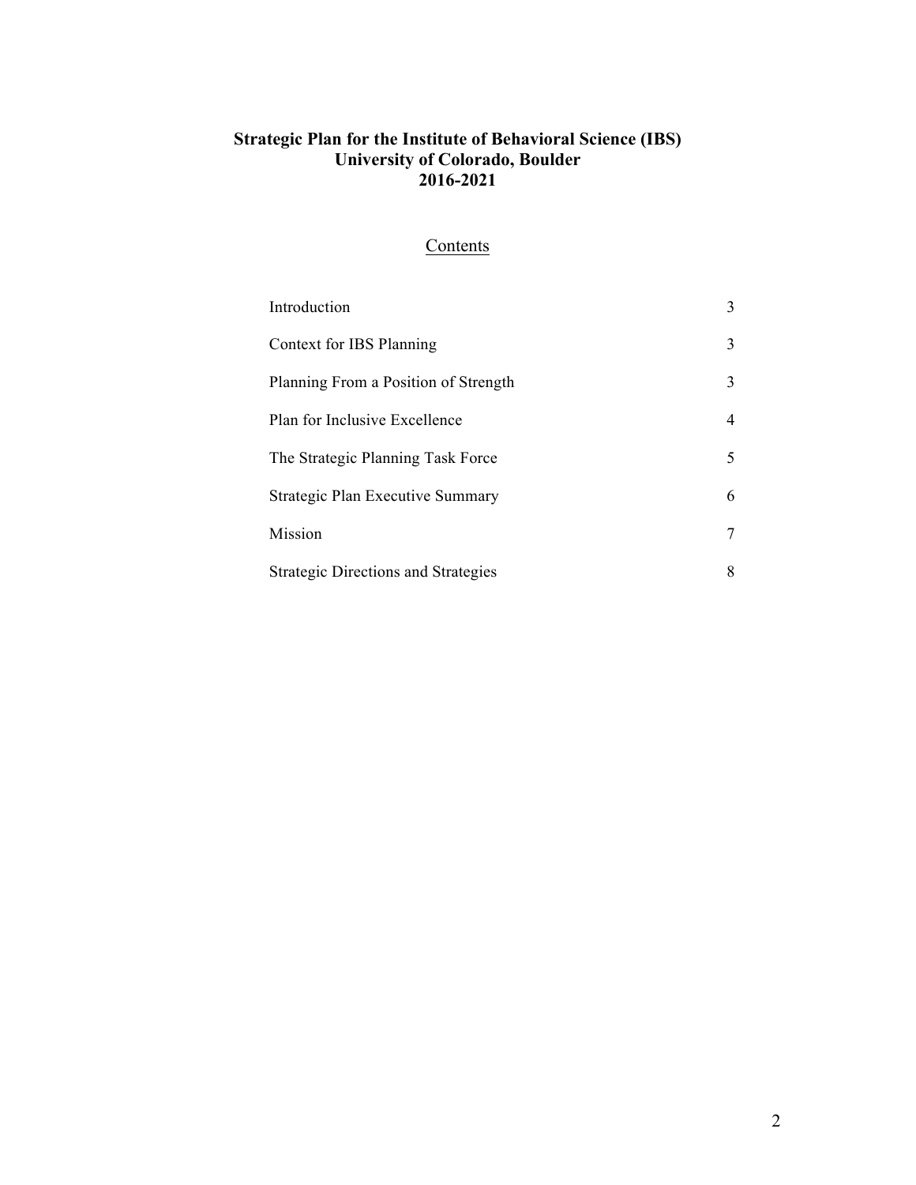**Strategic Plan for the Institute of Behavioral Science (IBS)**
**University of Colorado, Boulder**
**2016-2021**

## Contents

| | |
|---|---|
| Introduction | 3 |
| Context for IBS Planning | 3 |
| Planning From a Position of Strength | 3 |
| Plan for Inclusive Excellence | 4 |
| The Strategic Planning Task Force | 5 |
| Strategic Plan Executive Summary | 6 |
| Mission | 7 |
| Strategic Directions and Strategies | 8 |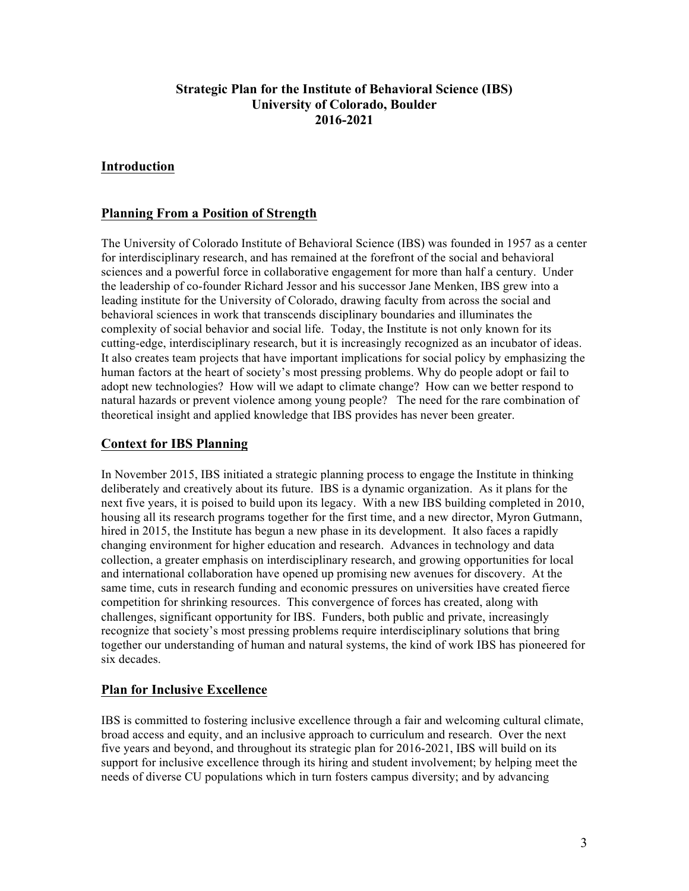# Strategic Plan for the Institute of Behavioral Science (IBS)
# University of Colorado, Boulder
# 2016-2021

## Introduction

## Planning From a Position of Strength

The University of Colorado Institute of Behavioral Science (IBS) was founded in 1957 as a center for interdisciplinary research, and has remained at the forefront of the social and behavioral sciences and a powerful force in collaborative engagement for more than half a century. Under the leadership of co-founder Richard Jessor and his successor Jane Menken, IBS grew into a leading institute for the University of Colorado, drawing faculty from across the social and behavioral sciences in work that transcends disciplinary boundaries and illuminates the complexity of social behavior and social life. Today, the Institute is not only known for its cutting-edge, interdisciplinary research, but it is increasingly recognized as an incubator of ideas. It also creates team projects that have important implications for social policy by emphasizing the human factors at the heart of society's most pressing problems. Why do people adopt or fail to adopt new technologies? How will we adapt to climate change? How can we better respond to natural hazards or prevent violence among young people? The need for the rare combination of theoretical insight and applied knowledge that IBS provides has never been greater.

## Context for IBS Planning

In November 2015, IBS initiated a strategic planning process to engage the Institute in thinking deliberately and creatively about its future. IBS is a dynamic organization. As it plans for the next five years, it is poised to build upon its legacy. With a new IBS building completed in 2010, housing all its research programs together for the first time, and a new director, Myron Gutmann, hired in 2015, the Institute has begun a new phase in its development. It also faces a rapidly changing environment for higher education and research. Advances in technology and data collection, a greater emphasis on interdisciplinary research, and growing opportunities for local and international collaboration have opened up promising new avenues for discovery. At the same time, cuts in research funding and economic pressures on universities have created fierce competition for shrinking resources. This convergence of forces has created, along with challenges, significant opportunity for IBS. Funders, both public and private, increasingly recognize that society's most pressing problems require interdisciplinary solutions that bring together our understanding of human and natural systems, the kind of work IBS has pioneered for six decades.

## Plan for Inclusive Excellence

IBS is committed to fostering inclusive excellence through a fair and welcoming cultural climate, broad access and equity, and an inclusive approach to curriculum and research. Over the next five years and beyond, and throughout its strategic plan for 2016-2021, IBS will build on its support for inclusive excellence through its hiring and student involvement; by helping meet the needs of diverse CU populations which in turn fosters campus diversity; and by advancing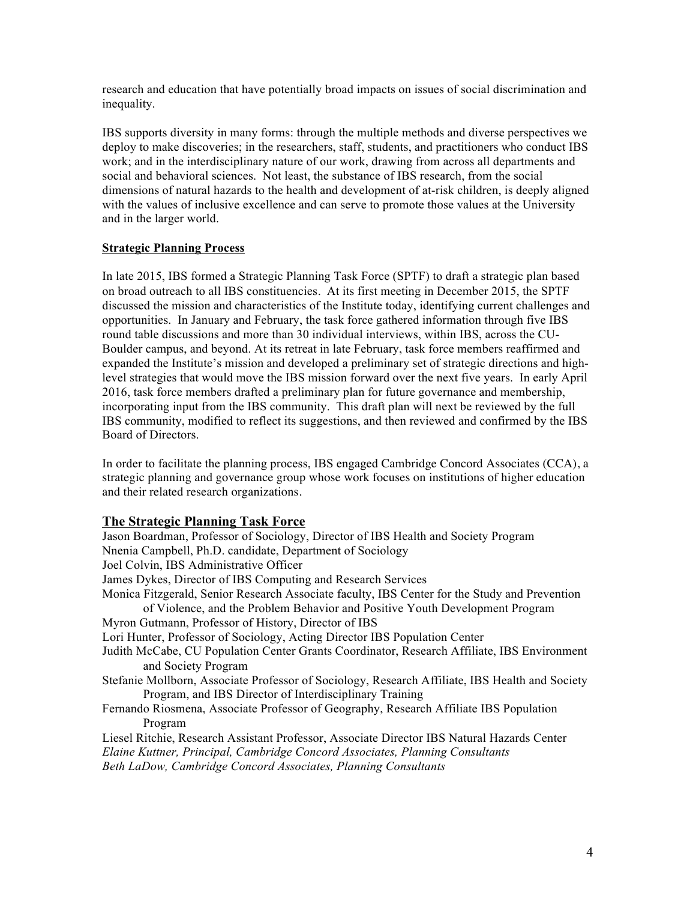research and education that have potentially broad impacts on issues of social discrimination and inequality.

IBS supports diversity in many forms: through the multiple methods and diverse perspectives we deploy to make discoveries; in the researchers, staff, students, and practitioners who conduct IBS work; and in the interdisciplinary nature of our work, drawing from across all departments and social and behavioral sciences. Not least, the substance of IBS research, from the social dimensions of natural hazards to the health and development of at-risk children, is deeply aligned with the values of inclusive excellence and can serve to promote those values at the University and in the larger world.

**Strategic Planning Process**

In late 2015, IBS formed a Strategic Planning Task Force (SPTF) to draft a strategic plan based on broad outreach to all IBS constituencies. At its first meeting in December 2015, the SPTF discussed the mission and characteristics of the Institute today, identifying current challenges and opportunities. In January and February, the task force gathered information through five IBS round table discussions and more than 30 individual interviews, within IBS, across the CU-Boulder campus, and beyond. At its retreat in late February, task force members reaffirmed and expanded the Institute's mission and developed a preliminary set of strategic directions and high-level strategies that would move the IBS mission forward over the next five years. In early April 2016, task force members drafted a preliminary plan for future governance and membership, incorporating input from the IBS community. This draft plan will next be reviewed by the full IBS community, modified to reflect its suggestions, and then reviewed and confirmed by the IBS Board of Directors.

In order to facilitate the planning process, IBS engaged Cambridge Concord Associates (CCA), a strategic planning and governance group whose work focuses on institutions of higher education and their related research organizations.

## The Strategic Planning Task Force

Jason Boardman, Professor of Sociology, Director of IBS Health and Society Program
Nnenia Campbell, Ph.D. candidate, Department of Sociology
Joel Colvin, IBS Administrative Officer
James Dykes, Director of IBS Computing and Research Services
Monica Fitzgerald, Senior Research Associate faculty, IBS Center for the Study and Prevention of Violence, and the Problem Behavior and Positive Youth Development Program
Myron Gutmann, Professor of History, Director of IBS
Lori Hunter, Professor of Sociology, Acting Director IBS Population Center
Judith McCabe, CU Population Center Grants Coordinator, Research Affiliate, IBS Environment and Society Program
Stefanie Mollborn, Associate Professor of Sociology, Research Affiliate, IBS Health and Society Program, and IBS Director of Interdisciplinary Training
Fernando Riosmena, Associate Professor of Geography, Research Affiliate IBS Population Program
Liesel Ritchie, Research Assistant Professor, Associate Director IBS Natural Hazards Center
*Elaine Kuttner, Principal, Cambridge Concord Associates, Planning Consultants*
*Beth LaDow, Cambridge Concord Associates, Planning Consultants*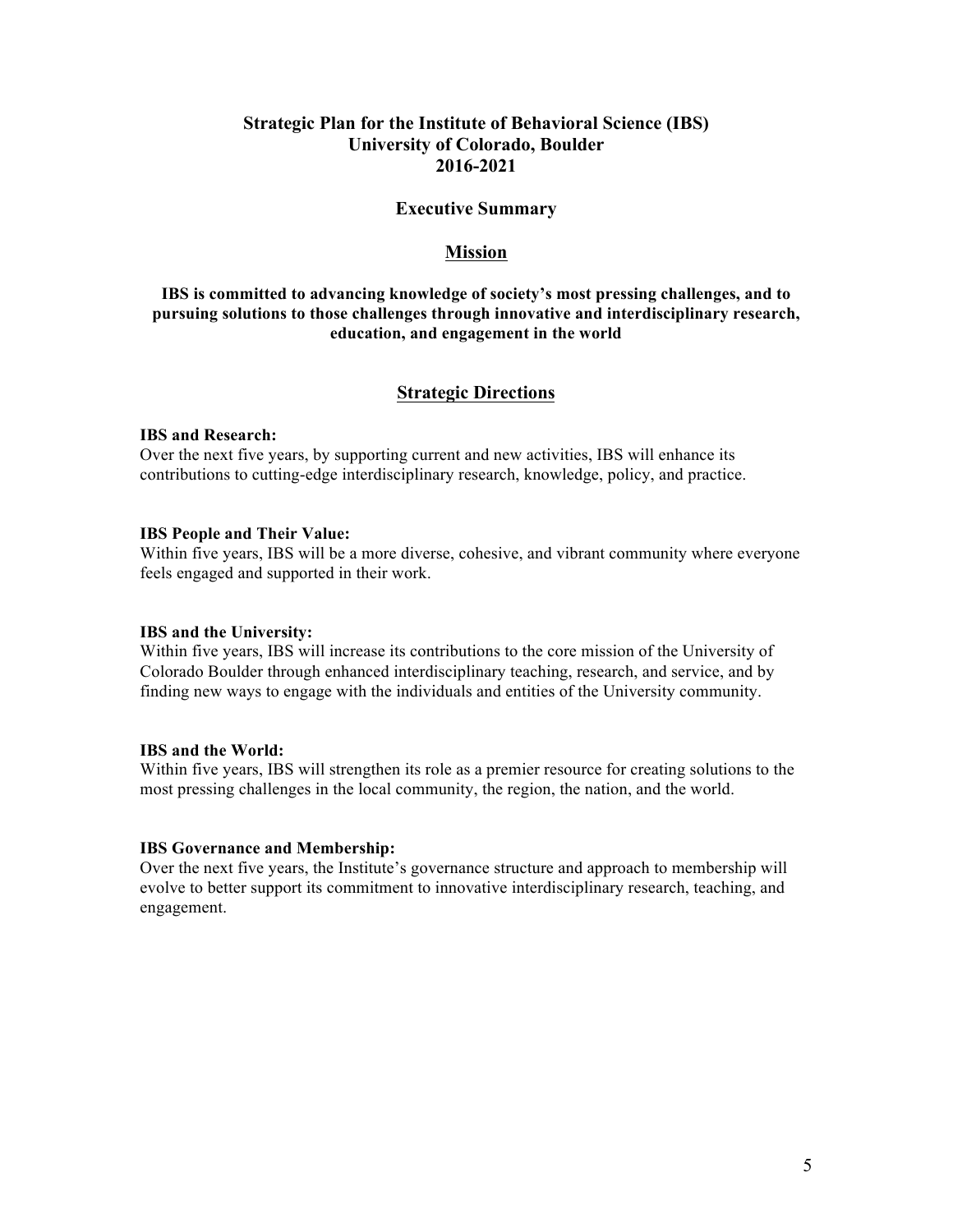# Strategic Plan for the Institute of Behavioral Science (IBS)
# University of Colorado, Boulder
# 2016-2021

## Executive Summary

## Mission

**IBS is committed to advancing knowledge of society's most pressing challenges, and to pursuing solutions to those challenges through innovative and interdisciplinary research, education, and engagement in the world**

## Strategic Directions

**IBS and Research:**
Over the next five years, by supporting current and new activities, IBS will enhance its contributions to cutting-edge interdisciplinary research, knowledge, policy, and practice.

**IBS People and Their Value:**
Within five years, IBS will be a more diverse, cohesive, and vibrant community where everyone feels engaged and supported in their work.

**IBS and the University:**
Within five years, IBS will increase its contributions to the core mission of the University of Colorado Boulder through enhanced interdisciplinary teaching, research, and service, and by finding new ways to engage with the individuals and entities of the University community.

**IBS and the World:**
Within five years, IBS will strengthen its role as a premier resource for creating solutions to the most pressing challenges in the local community, the region, the nation, and the world.

**IBS Governance and Membership:**
Over the next five years, the Institute's governance structure and approach to membership will evolve to better support its commitment to innovative interdisciplinary research, teaching, and engagement.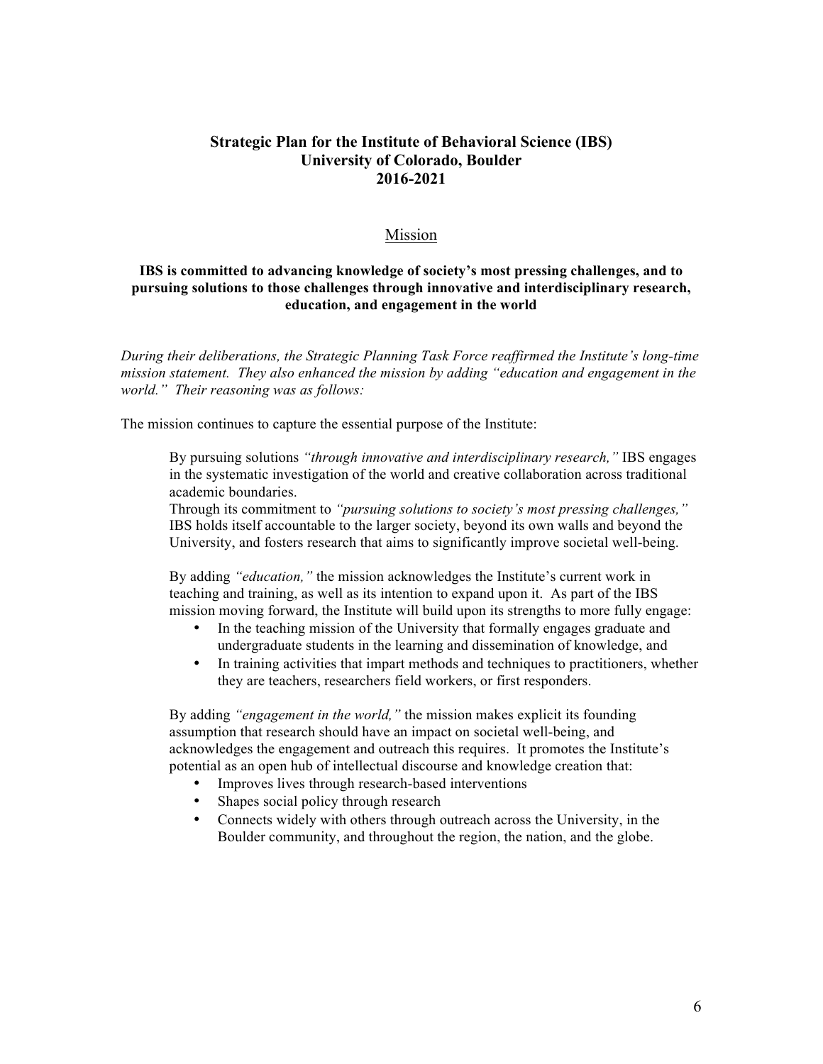# Strategic Plan for the Institute of Behavioral Science (IBS)
# University of Colorado, Boulder
# 2016-2021

## Mission

**IBS is committed to advancing knowledge of society's most pressing challenges, and to pursuing solutions to those challenges through innovative and interdisciplinary research, education, and engagement in the world**

*During their deliberations, the Strategic Planning Task Force reaffirmed the Institute's long-time mission statement. They also enhanced the mission by adding "education and engagement in the world." Their reasoning was as follows:*

The mission continues to capture the essential purpose of the Institute:

> By pursuing solutions *"through innovative and interdisciplinary research,"* IBS engages in the systematic investigation of the world and creative collaboration across traditional academic boundaries.
> Through its commitment to *"pursuing solutions to society's most pressing challenges,"* IBS holds itself accountable to the larger society, beyond its own walls and beyond the University, and fosters research that aims to significantly improve societal well-being.
>
> By adding *"education,"* the mission acknowledges the Institute's current work in teaching and training, as well as its intention to expand upon it. As part of the IBS mission moving forward, the Institute will build upon its strengths to more fully engage:
>
> - In the teaching mission of the University that formally engages graduate and undergraduate students in the learning and dissemination of knowledge, and
> - In training activities that impart methods and techniques to practitioners, whether they are teachers, researchers field workers, or first responders.
>
> By adding *"engagement in the world,"* the mission makes explicit its founding assumption that research should have an impact on societal well-being, and acknowledges the engagement and outreach this requires. It promotes the Institute's potential as an open hub of intellectual discourse and knowledge creation that:
>
> - Improves lives through research-based interventions
> - Shapes social policy through research
> - Connects widely with others through outreach across the University, in the Boulder community, and throughout the region, the nation, and the globe.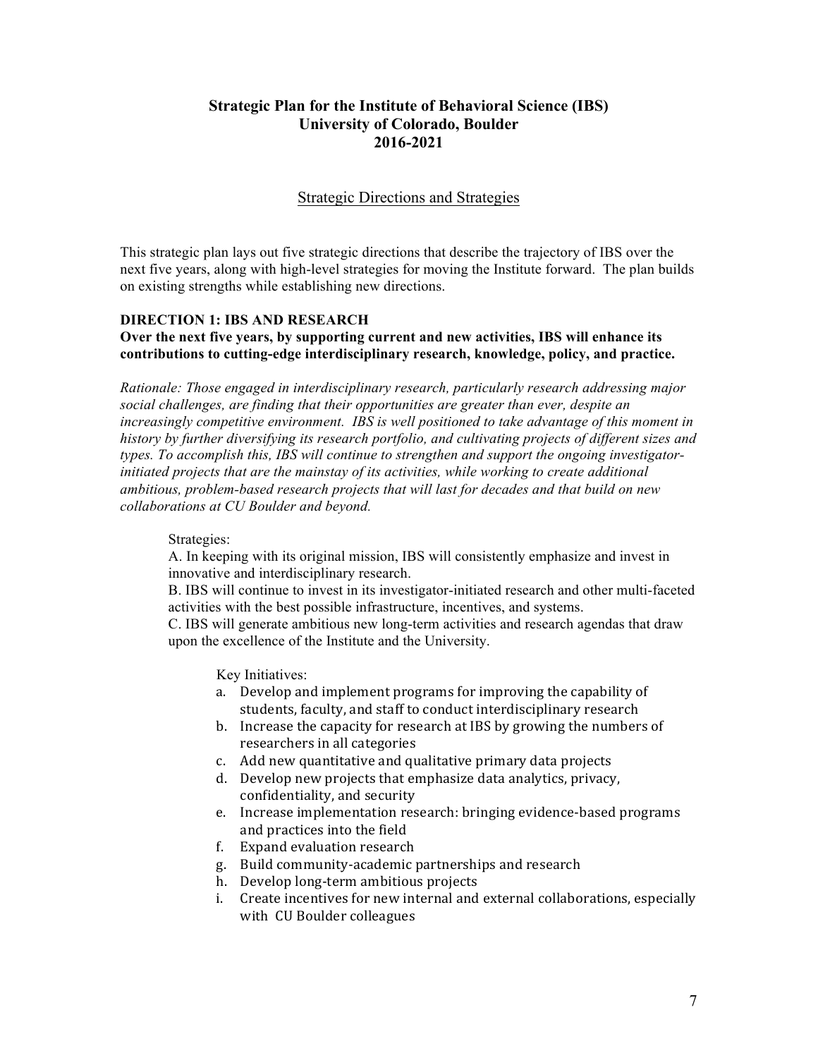# Strategic Plan for the Institute of Behavioral Science (IBS)
# University of Colorado, Boulder
# 2016-2021

## Strategic Directions and Strategies

This strategic plan lays out five strategic directions that describe the trajectory of IBS over the next five years, along with high-level strategies for moving the Institute forward. The plan builds on existing strengths while establishing new directions.

### DIRECTION 1: IBS AND RESEARCH

**Over the next five years, by supporting current and new activities, IBS will enhance its contributions to cutting-edge interdisciplinary research, knowledge, policy, and practice.**

*Rationale: Those engaged in interdisciplinary research, particularly research addressing major social challenges, are finding that their opportunities are greater than ever, despite an increasingly competitive environment. IBS is well positioned to take advantage of this moment in history by further diversifying its research portfolio, and cultivating projects of different sizes and types. To accomplish this, IBS will continue to strengthen and support the ongoing investigator-initiated projects that are the mainstay of its activities, while working to create additional ambitious, problem-based research projects that will last for decades and that build on new collaborations at CU Boulder and beyond.*

Strategies:

A. In keeping with its original mission, IBS will consistently emphasize and invest in innovative and interdisciplinary research.

B. IBS will continue to invest in its investigator-initiated research and other multi-faceted activities with the best possible infrastructure, incentives, and systems.

C. IBS will generate ambitious new long-term activities and research agendas that draw upon the excellence of the Institute and the University.

Key Initiatives:

a. Develop and implement programs for improving the capability of students, faculty, and staff to conduct interdisciplinary research
b. Increase the capacity for research at IBS by growing the numbers of researchers in all categories
c. Add new quantitative and qualitative primary data projects
d. Develop new projects that emphasize data analytics, privacy, confidentiality, and security
e. Increase implementation research: bringing evidence-based programs and practices into the field
f. Expand evaluation research
g. Build community-academic partnerships and research
h. Develop long-term ambitious projects
i. Create incentives for new internal and external collaborations, especially with CU Boulder colleagues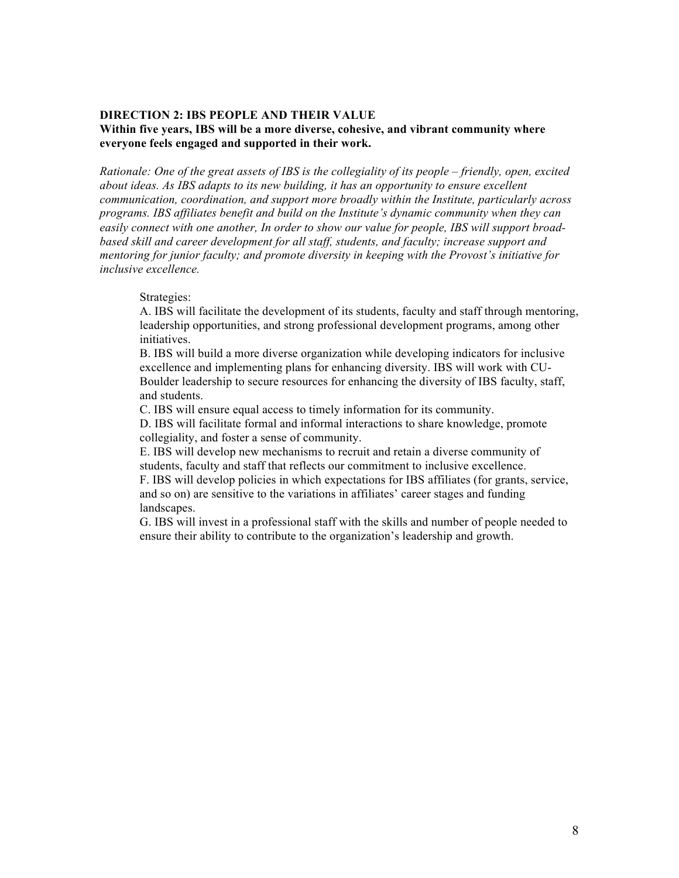**DIRECTION 2: IBS PEOPLE AND THEIR VALUE**

**Within five years, IBS will be a more diverse, cohesive, and vibrant community where everyone feels engaged and supported in their work.**

*Rationale: One of the great assets of IBS is the collegiality of its people – friendly, open, excited about ideas. As IBS adapts to its new building, it has an opportunity to ensure excellent communication, coordination, and support more broadly within the Institute, particularly across programs. IBS affiliates benefit and build on the Institute's dynamic community when they can easily connect with one another, In order to show our value for people, IBS will support broad-based skill and career development for all staff, students, and faculty; increase support and mentoring for junior faculty; and promote diversity in keeping with the Provost's initiative for inclusive excellence.*

Strategies:

A. IBS will facilitate the development of its students, faculty and staff through mentoring, leadership opportunities, and strong professional development programs, among other initiatives.

B. IBS will build a more diverse organization while developing indicators for inclusive excellence and implementing plans for enhancing diversity. IBS will work with CU-Boulder leadership to secure resources for enhancing the diversity of IBS faculty, staff, and students.

C. IBS will ensure equal access to timely information for its community.

D. IBS will facilitate formal and informal interactions to share knowledge, promote collegiality, and foster a sense of community.

E. IBS will develop new mechanisms to recruit and retain a diverse community of students, faculty and staff that reflects our commitment to inclusive excellence.

F. IBS will develop policies in which expectations for IBS affiliates (for grants, service, and so on) are sensitive to the variations in affiliates' career stages and funding landscapes.

G. IBS will invest in a professional staff with the skills and number of people needed to ensure their ability to contribute to the organization's leadership and growth.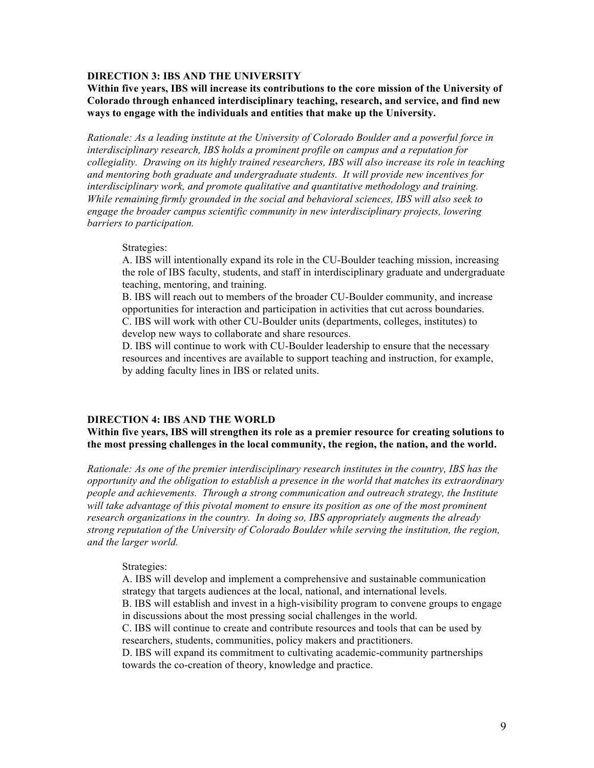**DIRECTION 3: IBS AND THE UNIVERSITY**

**Within five years, IBS will increase its contributions to the core mission of the University of Colorado through enhanced interdisciplinary teaching, research, and service, and find new ways to engage with the individuals and entities that make up the University.**

*Rationale: As a leading institute at the University of Colorado Boulder and a powerful force in interdisciplinary research, IBS holds a prominent profile on campus and a reputation for collegiality. Drawing on its highly trained researchers, IBS will also increase its role in teaching and mentoring both graduate and undergraduate students. It will provide new incentives for interdisciplinary work, and promote qualitative and quantitative methodology and training. While remaining firmly grounded in the social and behavioral sciences, IBS will also seek to engage the broader campus scientific community in new interdisciplinary projects, lowering barriers to participation.*

Strategies:

A. IBS will intentionally expand its role in the CU-Boulder teaching mission, increasing the role of IBS faculty, students, and staff in interdisciplinary graduate and undergraduate teaching, mentoring, and training.

B. IBS will reach out to members of the broader CU-Boulder community, and increase opportunities for interaction and participation in activities that cut across boundaries.

C. IBS will work with other CU-Boulder units (departments, colleges, institutes) to develop new ways to collaborate and share resources.

D. IBS will continue to work with CU-Boulder leadership to ensure that the necessary resources and incentives are available to support teaching and instruction, for example, by adding faculty lines in IBS or related units.

**DIRECTION 4: IBS AND THE WORLD**

**Within five years, IBS will strengthen its role as a premier resource for creating solutions to the most pressing challenges in the local community, the region, the nation, and the world.**

*Rationale: As one of the premier interdisciplinary research institutes in the country, IBS has the opportunity and the obligation to establish a presence in the world that matches its extraordinary people and achievements. Through a strong communication and outreach strategy, the Institute will take advantage of this pivotal moment to ensure its position as one of the most prominent research organizations in the country. In doing so, IBS appropriately augments the already strong reputation of the University of Colorado Boulder while serving the institution, the region, and the larger world.*

Strategies:

A. IBS will develop and implement a comprehensive and sustainable communication strategy that targets audiences at the local, national, and international levels.

B. IBS will establish and invest in a high-visibility program to convene groups to engage in discussions about the most pressing social challenges in the world.

C. IBS will continue to create and contribute resources and tools that can be used by researchers, students, communities, policy makers and practitioners.

D. IBS will expand its commitment to cultivating academic-community partnerships towards the co-creation of theory, knowledge and practice.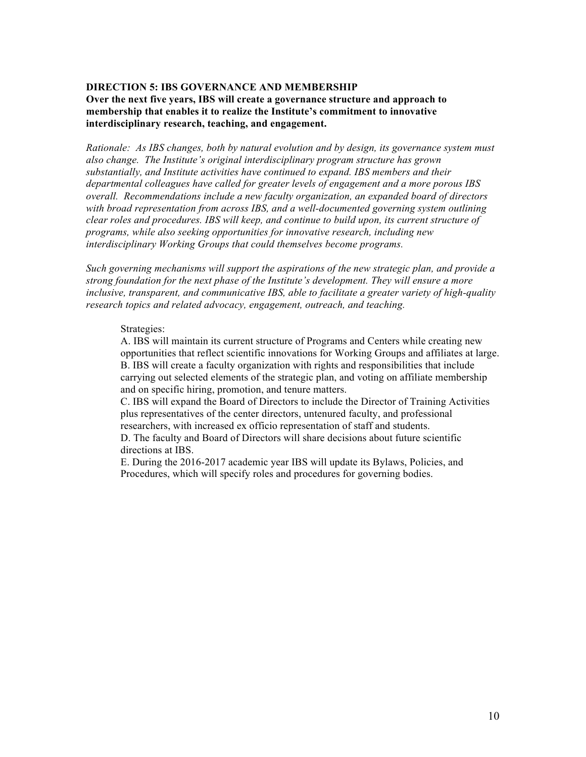## DIRECTION 5: IBS GOVERNANCE AND MEMBERSHIP

**Over the next five years, IBS will create a governance structure and approach to membership that enables it to realize the Institute's commitment to innovative interdisciplinary research, teaching, and engagement.**

*Rationale: As IBS changes, both by natural evolution and by design, its governance system must also change. The Institute's original interdisciplinary program structure has grown substantially, and Institute activities have continued to expand. IBS members and their departmental colleagues have called for greater levels of engagement and a more porous IBS overall. Recommendations include a new faculty organization, an expanded board of directors with broad representation from across IBS, and a well-documented governing system outlining clear roles and procedures. IBS will keep, and continue to build upon, its current structure of programs, while also seeking opportunities for innovative research, including new interdisciplinary Working Groups that could themselves become programs.*

*Such governing mechanisms will support the aspirations of the new strategic plan, and provide a strong foundation for the next phase of the Institute's development. They will ensure a more inclusive, transparent, and communicative IBS, able to facilitate a greater variety of high-quality research topics and related advocacy, engagement, outreach, and teaching.*

Strategies:

A. IBS will maintain its current structure of Programs and Centers while creating new opportunities that reflect scientific innovations for Working Groups and affiliates at large.
B. IBS will create a faculty organization with rights and responsibilities that include carrying out selected elements of the strategic plan, and voting on affiliate membership and on specific hiring, promotion, and tenure matters.
C. IBS will expand the Board of Directors to include the Director of Training Activities plus representatives of the center directors, untenured faculty, and professional researchers, with increased ex officio representation of staff and students.
D. The faculty and Board of Directors will share decisions about future scientific directions at IBS.
E. During the 2016-2017 academic year IBS will update its Bylaws, Policies, and Procedures, which will specify roles and procedures for governing bodies.